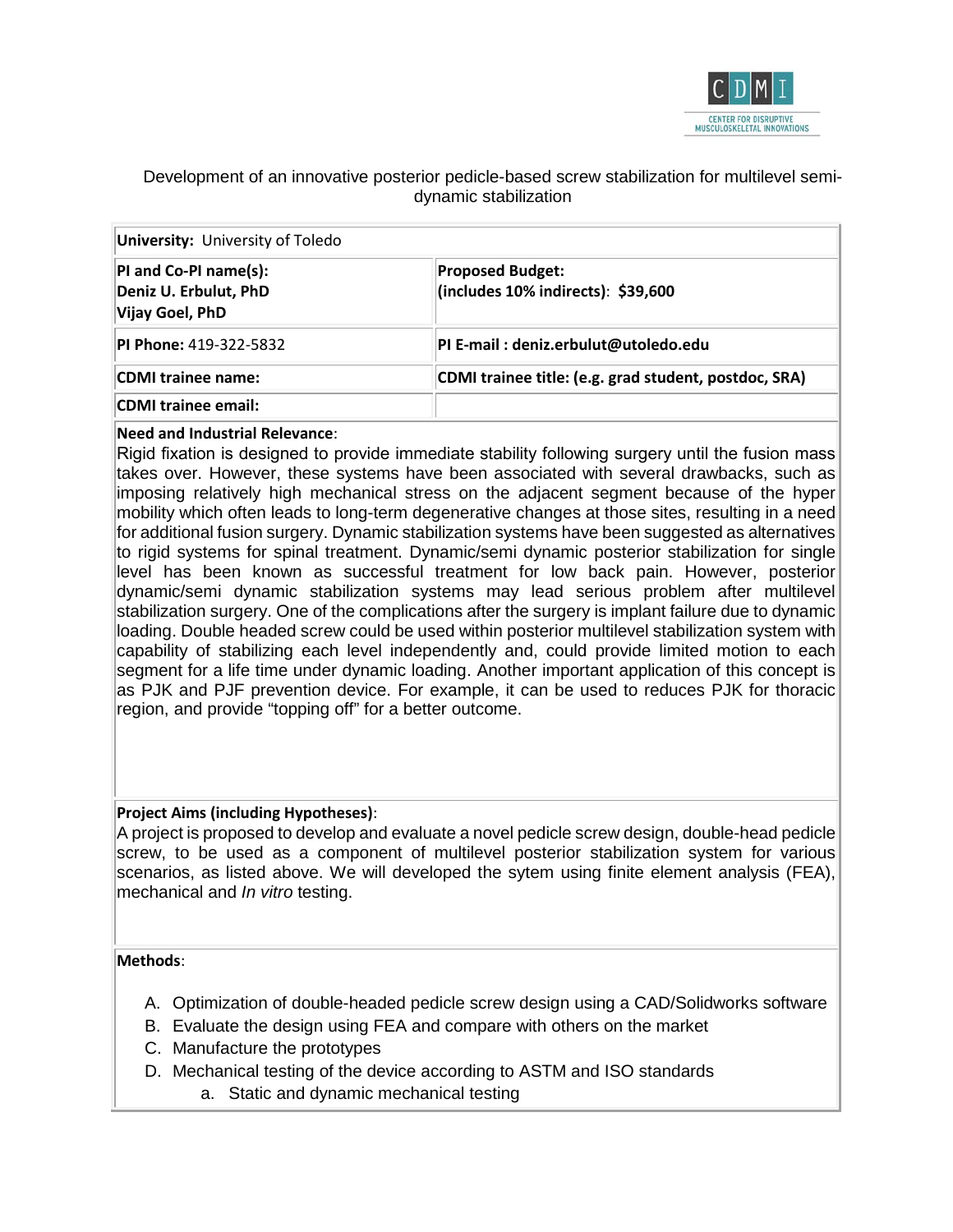Development of an innovative posterior pedicle-based screw stabilization for multilevel semi-dynamic stabilization

| **University:** University of Toledo | |
|---|---|
| **PI and Co-PI name(s):**<br>**Deniz U. Erbulut, PhD**<br>**Vijay Goel, PhD** | **Proposed Budget:**<br>**(includes 10% indirects): $39,600** |
| **PI Phone:** 419-322-5832 | **PI E-mail : deniz.erbulut@utoledo.edu** |
| **CDMI trainee name:** | **CDMI trainee title: (e.g. grad student, postdoc, SRA)** |
| **CDMI trainee email:** | |

**Need and Industrial Relevance**:

Rigid fixation is designed to provide immediate stability following surgery until the fusion mass takes over. However, these systems have been associated with several drawbacks, such as imposing relatively high mechanical stress on the adjacent segment because of the hyper mobility which often leads to long-term degenerative changes at those sites, resulting in a need for additional fusion surgery. Dynamic stabilization systems have been suggested as alternatives to rigid systems for spinal treatment. Dynamic/semi dynamic posterior stabilization for single level has been known as successful treatment for low back pain. However, posterior dynamic/semi dynamic stabilization systems may lead serious problem after multilevel stabilization surgery. One of the complications after the surgery is implant failure due to dynamic loading. Double headed screw could be used within posterior multilevel stabilization system with capability of stabilizing each level independently and, could provide limited motion to each segment for a life time under dynamic loading. Another important application of this concept is as PJK and PJF prevention device. For example, it can be used to reduces PJK for thoracic region, and provide "topping off" for a better outcome.

**Project Aims (including Hypotheses)**:

A project is proposed to develop and evaluate a novel pedicle screw design, double-head pedicle screw, to be used as a component of multilevel posterior stabilization system for various scenarios, as listed above. We will developed the sytem using finite element analysis (FEA), mechanical and *In vitro* testing.

**Methods**:

A. Optimization of double-headed pedicle screw design using a CAD/Solidworks software
B. Evaluate the design using FEA and compare with others on the market
C. Manufacture the prototypes
D. Mechanical testing of the device according to ASTM and ISO standards
    a. Static and dynamic mechanical testing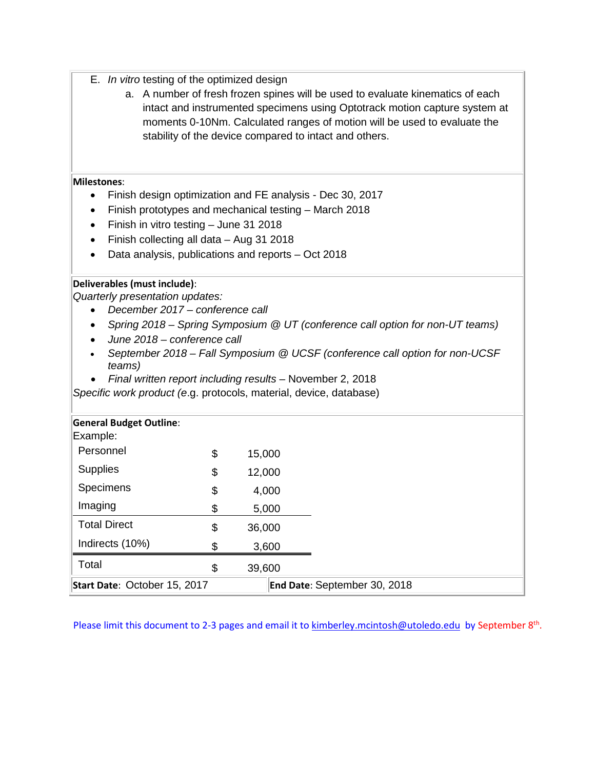E. *In vitro* testing of the optimized design

   a. A number of fresh frozen spines will be used to evaluate kinematics of each intact and instrumented specimens using Optotrack motion capture system at moments 0-10Nm. Calculated ranges of motion will be used to evaluate the stability of the device compared to intact and others.

**Milestones**:

- Finish design optimization and FE analysis - Dec 30, 2017
- Finish prototypes and mechanical testing – March 2018
- Finish in vitro testing – June 31 2018
- Finish collecting all data – Aug 31 2018
- Data analysis, publications and reports – Oct 2018

**Deliverables (must include)**:

*Quarterly presentation updates:*

- *December 2017 – conference call*
- *Spring 2018 – Spring Symposium @ UT (conference call option for non-UT teams)*
- *June 2018 – conference call*
- *September 2018 – Fall Symposium @ UCSF (conference call option for non-UCSF teams)*
- *Final written report including results* – November 2, 2018

*Specific work product (e*.g. protocols, material, device, database)

**General Budget Outline**:

Example:

| | | |
|---|---|---|
| Personnel | $ | 15,000 |
| Supplies | $ | 12,000 |
| Specimens | $ | 4,000 |
| Imaging | $ | 5,000 |
| Total Direct | $ | 36,000 |
| Indirects (10%) | $ | 3,600 |
| Total | $ | 39,600 |

**Start Date**: October 15, 2017 **End Date**: September 30, 2018

Please limit this document to 2-3 pages and email it to kimberley.mcintosh@utoledo.edu by September 8th.